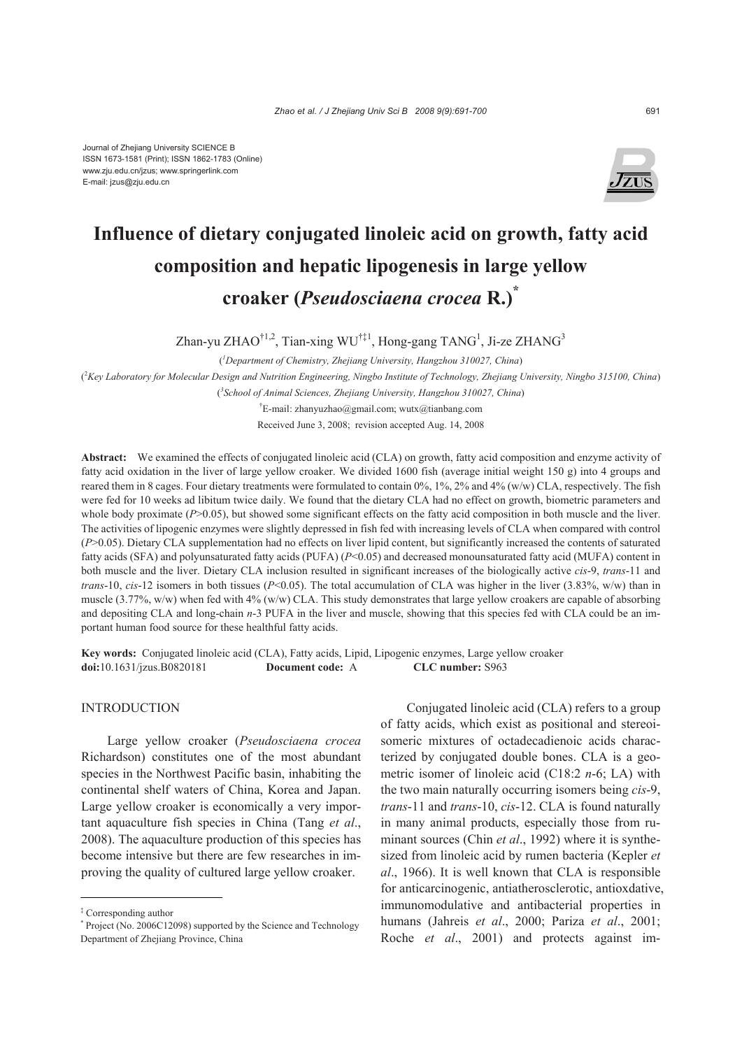Journal of Zhejiang University SCIENCE B
ISSN 1673-1581 (Print); ISSN 1862-1783 (Online)
www.zju.edu.cn/jzus; www.springerlink.com
E-mail: jzus@zju.edu.cn

# Influence of dietary conjugated linoleic acid on growth, fatty acid composition and hepatic lipogenesis in large yellow croaker (*Pseudosciaena crocea* R.)*

Zhan-yu ZHAO[†1,2], Tian-xing WU[†‡1], Hong-gang TANG[1], Ji-ze ZHANG[3]

([1]Department of Chemistry, Zhejiang University, Hangzhou 310027, China)

([2]Key Laboratory for Molecular Design and Nutrition Engineering, Ningbo Institute of Technology, Zhejiang University, Ningbo 315100, China)

([3]School of Animal Sciences, Zhejiang University, Hangzhou 310027, China)

[†]E-mail: zhanyuzhao@gmail.com; wutx@tianbang.com

Received June 3, 2008; revision accepted Aug. 14, 2008

**Abstract:** We examined the effects of conjugated linoleic acid (CLA) on growth, fatty acid composition and enzyme activity of fatty acid oxidation in the liver of large yellow croaker. We divided 1600 fish (average initial weight 150 g) into 4 groups and reared them in 8 cages. Four dietary treatments were formulated to contain 0%, 1%, 2% and 4% (w/w) CLA, respectively. The fish were fed for 10 weeks ad libitum twice daily. We found that the dietary CLA had no effect on growth, biometric parameters and whole body proximate ($P>0.05$), but showed some significant effects on the fatty acid composition in both muscle and the liver. The activities of lipogenic enzymes were slightly depressed in fish fed with increasing levels of CLA when compared with control ($P>0.05$). Dietary CLA supplementation had no effects on liver lipid content, but significantly increased the contents of saturated fatty acids (SFA) and polyunsaturated fatty acids (PUFA) ($P<0.05$) and decreased monounsaturated fatty acid (MUFA) content in both muscle and the liver. Dietary CLA inclusion resulted in significant increases of the biologically active *cis*-9, *trans*-11 and *trans*-10, *cis*-12 isomers in both tissues ($P<0.05$). The total accumulation of CLA was higher in the liver (3.83%, w/w) than in muscle (3.77%, w/w) when fed with 4% (w/w) CLA. This study demonstrates that large yellow croakers are capable of absorbing and depositing CLA and long-chain *n*-3 PUFA in the liver and muscle, showing that this species fed with CLA could be an important human food source for these healthful fatty acids.

**Key words:** Conjugated linoleic acid (CLA), Fatty acids, Lipid, Lipogenic enzymes, Large yellow croaker
**doi:**10.1631/jzus.B0820181 **Document code:** A **CLC number:** S963

## INTRODUCTION

Large yellow croaker (*Pseudosciaena crocea* Richardson) constitutes one of the most abundant species in the Northwest Pacific basin, inhabiting the continental shelf waters of China, Korea and Japan. Large yellow croaker is economically a very important aquaculture fish species in China (Tang *et al*., 2008). The aquaculture production of this species has become intensive but there are few researches in improving the quality of cultured large yellow croaker.

Conjugated linoleic acid (CLA) refers to a group of fatty acids, which exist as positional and stereoisomeric mixtures of octadecadienoic acids characterized by conjugated double bones. CLA is a geometric isomer of linoleic acid (C18:2 *n*-6; LA) with the two main naturally occurring isomers being *cis*-9, *trans*-11 and *trans*-10, *cis*-12. CLA is found naturally in many animal products, especially those from ruminant sources (Chin *et al*., 1992) where it is synthesized from linoleic acid by rumen bacteria (Kepler *et al*., 1966). It is well known that CLA is responsible for anticarcinogenic, antiatherosclerotic, antioxdative, immunomodulative and antibacterial properties in humans (Jahreis *et al*., 2000; Pariza *et al*., 2001; Roche *et al*., 2001) and protects against im-

---

‡ Corresponding author

\* Project (No. 2006C12098) supported by the Science and Technology Department of Zhejiang Province, China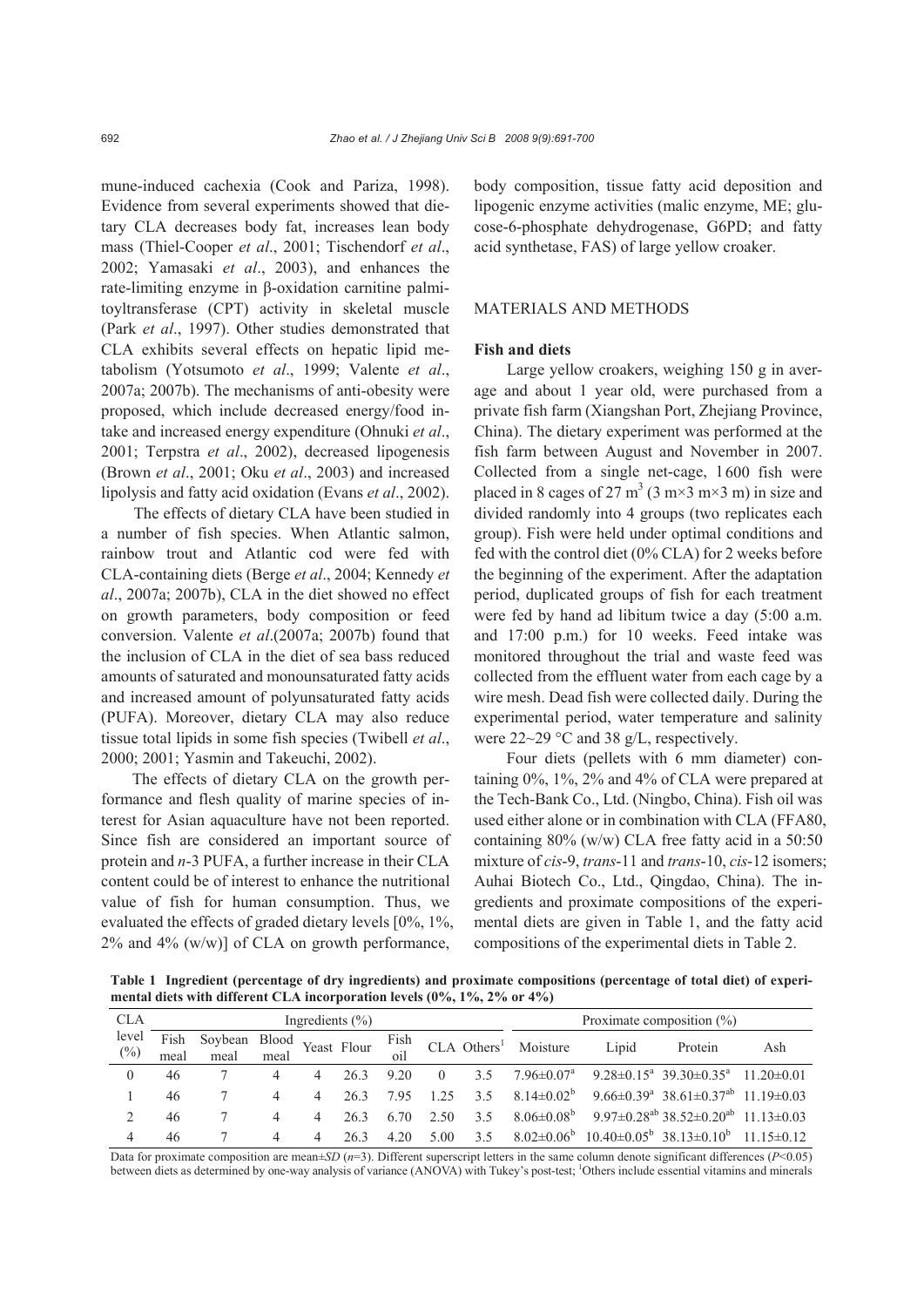mune-induced cachexia (Cook and Pariza, 1998). Evidence from several experiments showed that dietary CLA decreases body fat, increases lean body mass (Thiel-Cooper *et al*., 2001; Tischendorf *et al*., 2002; Yamasaki *et al*., 2003), and enhances the rate-limiting enzyme in β-oxidation carnitine palmitoyltransferase (CPT) activity in skeletal muscle (Park *et al*., 1997). Other studies demonstrated that CLA exhibits several effects on hepatic lipid metabolism (Yotsumoto *et al*., 1999; Valente *et al*., 2007a; 2007b). The mechanisms of anti-obesity were proposed, which include decreased energy/food intake and increased energy expenditure (Ohnuki *et al*., 2001; Terpstra *et al*., 2002), decreased lipogenesis (Brown *et al*., 2001; Oku *et al*., 2003) and increased lipolysis and fatty acid oxidation (Evans *et al*., 2002).

The effects of dietary CLA have been studied in a number of fish species. When Atlantic salmon, rainbow trout and Atlantic cod were fed with CLA-containing diets (Berge *et al*., 2004; Kennedy *et al*., 2007a; 2007b), CLA in the diet showed no effect on growth parameters, body composition or feed conversion. Valente *et al*.(2007a; 2007b) found that the inclusion of CLA in the diet of sea bass reduced amounts of saturated and monounsaturated fatty acids and increased amount of polyunsaturated fatty acids (PUFA). Moreover, dietary CLA may also reduce tissue total lipids in some fish species (Twibell *et al*., 2000; 2001; Yasmin and Takeuchi, 2002).

The effects of dietary CLA on the growth performance and flesh quality of marine species of interest for Asian aquaculture have not been reported. Since fish are considered an important source of protein and *n*-3 PUFA, a further increase in their CLA content could be of interest to enhance the nutritional value of fish for human consumption. Thus, we evaluated the effects of graded dietary levels [0%, 1%, 2% and 4% (w/w)] of CLA on growth performance, body composition, tissue fatty acid deposition and lipogenic enzyme activities (malic enzyme, ME; glucose-6-phosphate dehydrogenase, G6PD; and fatty acid synthetase, FAS) of large yellow croaker.

## MATERIALS AND METHODS

### Fish and diets

Large yellow croakers, weighing 150 g in average and about 1 year old, were purchased from a private fish farm (Xiangshan Port, Zhejiang Province, China). The dietary experiment was performed at the fish farm between August and November in 2007. Collected from a single net-cage, 1600 fish were placed in 8 cages of 27 $m^3$ (3 m×3 m×3 m) in size and divided randomly into 4 groups (two replicates each group). Fish were held under optimal conditions and fed with the control diet (0% CLA) for 2 weeks before the beginning of the experiment. After the adaptation period, duplicated groups of fish for each treatment were fed by hand ad libitum twice a day (5:00 a.m. and 17:00 p.m.) for 10 weeks. Feed intake was monitored throughout the trial and waste feed was collected from the effluent water from each cage by a wire mesh. Dead fish were collected daily. During the experimental period, water temperature and salinity were 22~29 °C and 38 g/L, respectively.

Four diets (pellets with 6 mm diameter) containing 0%, 1%, 2% and 4% of CLA were prepared at the Tech-Bank Co., Ltd. (Ningbo, China). Fish oil was used either alone or in combination with CLA (FFA80, containing 80% (w/w) CLA free fatty acid in a 50:50 mixture of *cis*-9, *trans*-11 and *trans*-10, *cis*-12 isomers; Auhai Biotech Co., Ltd., Qingdao, China). The ingredients and proximate compositions of the experimental diets are given in Table 1, and the fatty acid compositions of the experimental diets in Table 2.

**Table 1 Ingredient (percentage of dry ingredients) and proximate compositions (percentage of total diet) of experimental diets with different CLA incorporation levels (0%, 1%, 2% or 4%)**

| CLA level (%) | Ingredients (%) | | | | | | | | Proximate composition (%) | | | |
|---|---|---|---|---|---|---|---|---|---|---|---|---|
| | Fish meal | Soybean meal | Blood meal | Yeast | Flour | Fish oil | CLA | Others[1] | Moisture | Lipid | Protein | Ash |
| 0 | 46 | 7 | 4 | 4 | 26.3 | 9.20 | 0 | 3.5 | 7.96±0.07[a] | 9.28±0.15[a] | 39.30±0.35[a] | 11.20±0.01 |
| 1 | 46 | 7 | 4 | 4 | 26.3 | 7.95 | 1.25 | 3.5 | 8.14±0.02[b] | 9.66±0.39[a] | 38.61±0.37[ab] | 11.19±0.03 |
| 2 | 46 | 7 | 4 | 4 | 26.3 | 6.70 | 2.50 | 3.5 | 8.06±0.08[b] | 9.97±0.28[ab] | 38.52±0.20[ab] | 11.13±0.03 |
| 4 | 46 | 7 | 4 | 4 | 26.3 | 4.20 | 5.00 | 3.5 | 8.02±0.06[b] | 10.40±0.05[b] | 38.13±0.10[b] | 11.15±0.12 |

Data for proximate composition are mean±*SD* ($n$=3). Different superscript letters in the same column denote significant differences ($P$<0.05) between diets as determined by one-way analysis of variance (ANOVA) with Tukey's post-test; [1]Others include essential vitamins and minerals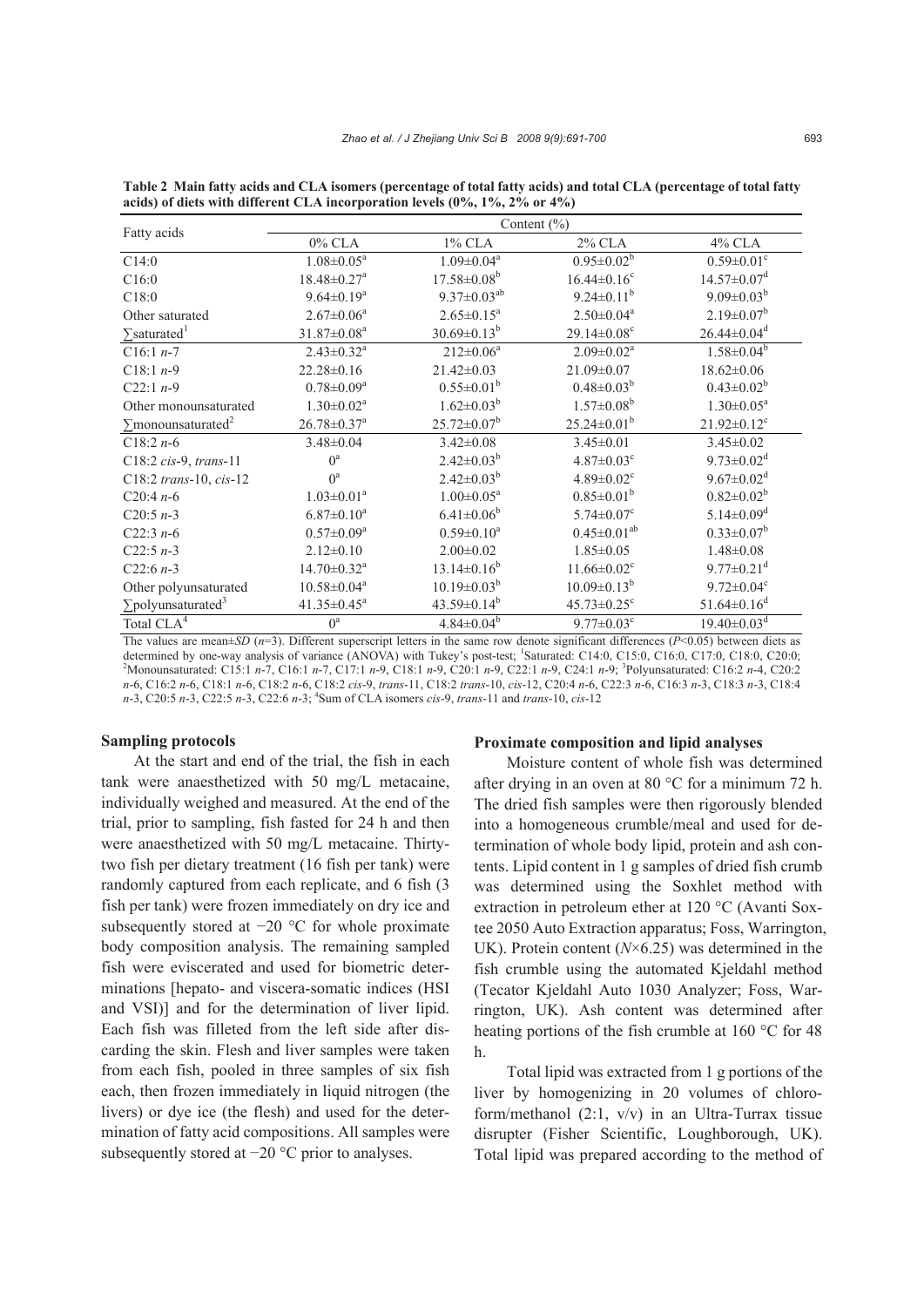**Table 2 Main fatty acids and CLA isomers (percentage of total fatty acids) and total CLA (percentage of total fatty acids) of diets with different CLA incorporation levels (0%, 1%, 2% or 4%)**

| Fatty acids | Content (%) | | | |
|---|---|---|---|---|
| | 0% CLA | 1% CLA | 2% CLA | 4% CLA |
| C14:0 | 1.08±0.05[a] | 1.09±0.04[a] | 0.95±0.02[b] | 0.59±0.01[c] |
| C16:0 | 18.48±0.27[a] | 17.58±0.08[b] | 16.44±0.16[c] | 14.57±0.07[d] |
| C18:0 | 9.64±0.19[a] | 9.37±0.03[ab] | 9.24±0.11[b] | 9.09±0.03[b] |
| Other saturated | 2.67±0.06[a] | 2.65±0.15[a] | 2.50±0.04[a] | 2.19±0.07[b] |
| ∑saturated[1] | 31.87±0.08[a] | 30.69±0.13[b] | 29.14±0.08[c] | 26.44±0.04[d] |
| C16:1 *n*-7 | 2.43±0.32[a] | 212±0.06[a] | 2.09±0.02[a] | 1.58±0.04[b] |
| C18:1 *n*-9 | 22.28±0.16 | 21.42±0.03 | 21.09±0.07 | 18.62±0.06 |
| C22:1 *n*-9 | 0.78±0.09[a] | 0.55±0.01[b] | 0.48±0.03[b] | 0.43±0.02[b] |
| Other monounsaturated | 1.30±0.02[a] | 1.62±0.03[b] | 1.57±0.08[b] | 1.30±0.05[a] |
| ∑monounsaturated[2] | 26.78±0.37[a] | 25.72±0.07[b] | 25.24±0.01[b] | 21.92±0.12[c] |
| C18:2 *n*-6 | 3.48±0.04 | 3.42±0.08 | 3.45±0.01 | 3.45±0.02 |
| C18:2 *cis*-9, *trans*-11 | 0[a] | 2.42±0.03[b] | 4.87±0.03[c] | 9.73±0.02[d] |
| C18:2 *trans*-10, *cis*-12 | 0[a] | 2.42±0.03[b] | 4.89±0.02[c] | 9.67±0.02[d] |
| C20:4 *n*-6 | 1.03±0.01[a] | 1.00±0.05[a] | 0.85±0.01[b] | 0.82±0.02[b] |
| C20:5 *n*-3 | 6.87±0.10[a] | 6.41±0.06[b] | 5.74±0.07[c] | 5.14±0.09[d] |
| C22:3 *n*-6 | 0.57±0.09[a] | 0.59±0.10[a] | 0.45±0.01[ab] | 0.33±0.07[b] |
| C22:5 *n*-3 | 2.12±0.10 | 2.00±0.02 | 1.85±0.05 | 1.48±0.08 |
| C22:6 *n*-3 | 14.70±0.32[a] | 13.14±0.16[b] | 11.66±0.02[c] | 9.77±0.21[d] |
| Other polyunsaturated | 10.58±0.04[a] | 10.19±0.03[b] | 10.09±0.13[b] | 9.72±0.04[c] |
| ∑polyunsaturated[3] | 41.35±0.45[a] | 43.59±0.14[b] | 45.73±0.25[c] | 51.64±0.16[d] |
| Total CLA[4] | 0[a] | 4.84±0.04[b] | 9.77±0.03[c] | 19.40±0.03[d] |

The values are mean±*SD* ($n$=3). Different superscript letters in the same row denote significant differences ($P$<0.05) between diets as determined by one-way analysis of variance (ANOVA) with Tukey's post-test; [1]Saturated: C14:0, C15:0, C16:0, C17:0, C18:0, C20:0; [2]Monounsaturated: C15:1 *n*-7, C16:1 *n*-7, C17:1 *n*-9, C18:1 *n*-9, C20:1 *n*-9, C22:1 *n*-9, C24:1 *n*-9; [3]Polyunsaturated: C16:2 *n*-4, C20:2 *n*-6, C16:2 *n*-6, C18:1 *n*-6, C18:2 *n*-6, C18:2 *cis*-9, *trans*-11, C18:2 *trans*-10, *cis*-12, C20:4 *n*-6, C22:3 *n*-6, C16:3 *n*-3, C18:3 *n*-3, C18:4 *n*-3, C20:5 *n*-3, C22:5 *n*-3, C22:6 *n*-3; [4]Sum of CLA isomers *cis*-9, *trans*-11 and *trans*-10, *cis*-12

### Sampling protocols

At the start and end of the trial, the fish in each tank were anaesthetized with 50 mg/L metacaine, individually weighed and measured. At the end of the trial, prior to sampling, fish fasted for 24 h and then were anaesthetized with 50 mg/L metacaine. Thirty-two fish per dietary treatment (16 fish per tank) were randomly captured from each replicate, and 6 fish (3 fish per tank) were frozen immediately on dry ice and subsequently stored at −20 °C for whole proximate body composition analysis. The remaining sampled fish were eviscerated and used for biometric determinations [hepato- and viscera-somatic indices (HSI and VSI)] and for the determination of liver lipid. Each fish was filleted from the left side after discarding the skin. Flesh and liver samples were taken from each fish, pooled in three samples of six fish each, then frozen immediately in liquid nitrogen (the livers) or dye ice (the flesh) and used for the determination of fatty acid compositions. All samples were subsequently stored at −20 °C prior to analyses.

### Proximate composition and lipid analyses

Moisture content of whole fish was determined after drying in an oven at 80 °C for a minimum 72 h. The dried fish samples were then rigorously blended into a homogeneous crumble/meal and used for determination of whole body lipid, protein and ash contents. Lipid content in 1 g samples of dried fish crumb was determined using the Soxhlet method with extraction in petroleum ether at 120 °C (Avanti Soxtee 2050 Auto Extraction apparatus; Foss, Warrington, UK). Protein content ($N$×6.25) was determined in the fish crumble using the automated Kjeldahl method (Tecator Kjeldahl Auto 1030 Analyzer; Foss, Warrington, UK). Ash content was determined after heating portions of the fish crumble at 160 °C for 48 h.

Total lipid was extracted from 1 g portions of the liver by homogenizing in 20 volumes of chloroform/methanol (2:1, v/v) in an Ultra-Turrax tissue disrupter (Fisher Scientific, Loughborough, UK). Total lipid was prepared according to the method of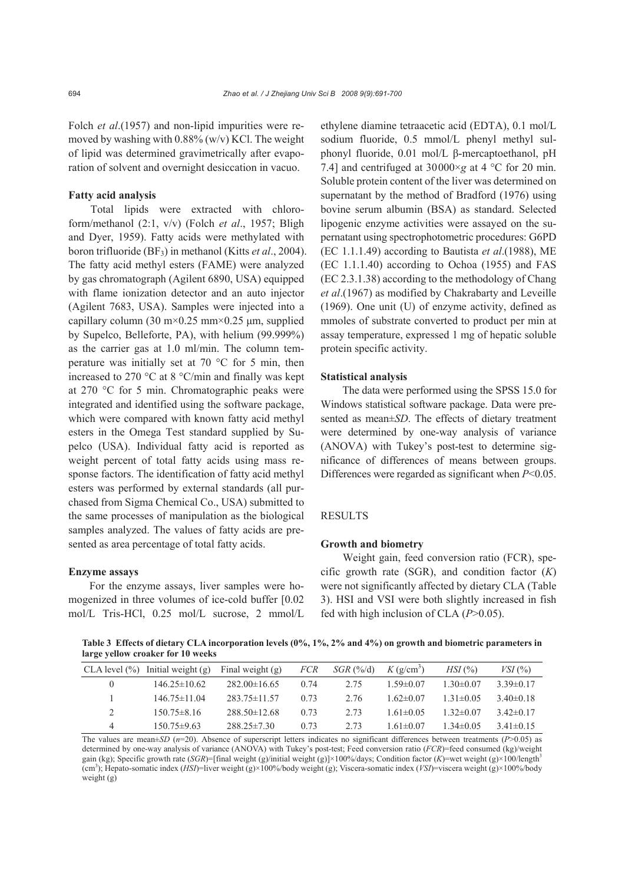Folch *et al*.(1957) and non-lipid impurities were removed by washing with 0.88% (w/v) KCl. The weight of lipid was determined gravimetrically after evaporation of solvent and overnight desiccation in vacuo.

### Fatty acid analysis

Total lipids were extracted with chloroform/methanol (2:1, v/v) (Folch *et al*., 1957; Bligh and Dyer, 1959). Fatty acids were methylated with boron trifluoride ($BF_3$) in methanol (Kitts *et al*., 2004). The fatty acid methyl esters (FAME) were analyzed by gas chromatograph (Agilent 6890, USA) equipped with flame ionization detector and an auto injector (Agilent 7683, USA). Samples were injected into a capillary column (30 m×0.25 mm×0.25 μm, supplied by Supelco, Belleforte, PA), with helium (99.999%) as the carrier gas at 1.0 ml/min. The column temperature was initially set at 70 °C for 5 min, then increased to 270 °C at 8 °C/min and finally was kept at 270 °C for 5 min. Chromatographic peaks were integrated and identified using the software package, which were compared with known fatty acid methyl esters in the Omega Test standard supplied by Supelco (USA). Individual fatty acid is reported as weight percent of total fatty acids using mass response factors. The identification of fatty acid methyl esters was performed by external standards (all purchased from Sigma Chemical Co., USA) submitted to the same processes of manipulation as the biological samples analyzed. The values of fatty acids are presented as area percentage of total fatty acids.

### Enzyme assays

For the enzyme assays, liver samples were homogenized in three volumes of ice-cold buffer [0.02 mol/L Tris-HCl, 0.25 mol/L sucrose, 2 mmol/L ethylene diamine tetraacetic acid (EDTA), 0.1 mol/L sodium fluoride, 0.5 mmol/L phenyl methyl sulphonyl fluoride, 0.01 mol/L β-mercaptoethanol, pH 7.4] and centrifuged at 30000×*g* at 4 °C for 20 min. Soluble protein content of the liver was determined on supernatant by the method of Bradford (1976) using bovine serum albumin (BSA) as standard. Selected lipogenic enzyme activities were assayed on the supernatant using spectrophotometric procedures: G6PD (EC 1.1.1.49) according to Bautista *et al*.(1988), ME (EC 1.1.1.40) according to Ochoa (1955) and FAS (EC 2.3.1.38) according to the methodology of Chang *et al*.(1967) as modified by Chakrabarty and Leveille (1969). One unit (U) of enzyme activity, defined as mmoles of substrate converted to product per min at assay temperature, expressed 1 mg of hepatic soluble protein specific activity.

### Statistical analysis

The data were performed using the SPSS 15.0 for Windows statistical software package. Data were presented as mean±*SD*. The effects of dietary treatment were determined by one-way analysis of variance (ANOVA) with Tukey's post-test to determine significance of differences of means between groups. Differences were regarded as significant when $P<0.05$.

## RESULTS

### Growth and biometry

Weight gain, feed conversion ratio (FCR), specific growth rate (SGR), and condition factor ($K$) were not significantly affected by dietary CLA (Table 3). HSI and VSI were both slightly increased in fish fed with high inclusion of CLA ($P>0.05$).

**Table 3 Effects of dietary CLA incorporation levels (0%, 1%, 2% and 4%) on growth and biometric parameters in large yellow croaker for 10 weeks**

| CLA level (%) | Initial weight (g) | Final weight (g) | *FCR* | *SGR* (%/d) | $K$ (g/cm$^3$) | *HSI* (%) | *VSI* (%) |
|---|---|---|---|---|---|---|---|
| 0 | 146.25±10.62 | 282.00±16.65 | 0.74 | 2.75 | 1.59±0.07 | 1.30±0.07 | 3.39±0.17 |
| 1 | 146.75±11.04 | 283.75±11.57 | 0.73 | 2.76 | 1.62±0.07 | 1.31±0.05 | 3.40±0.18 |
| 2 | 150.75±8.16 | 288.50±12.68 | 0.73 | 2.73 | 1.61±0.05 | 1.32±0.07 | 3.42±0.17 |
| 4 | 150.75±9.63 | 288.25±7.30 | 0.73 | 2.73 | 1.61±0.07 | 1.34±0.05 | 3.41±0.15 |

The values are mean±*SD* ($n$=20). Absence of superscript letters indicates no significant differences between treatments ($P>0.05$) as determined by one-way analysis of variance (ANOVA) with Tukey's post-test; Feed conversion ratio (*FCR*)=feed consumed (kg)/weight gain (kg); Specific growth rate (*SGR*)=[final weight (g)/initial weight (g)]×100%/days; Condition factor ($K$)=wet weight (g)×100/length$^3$ (cm$^3$); Hepato-somatic index (*HSI*)=liver weight (g)×100%/body weight (g); Viscera-somatic index (*VSI*)=viscera weight (g)×100%/body weight (g)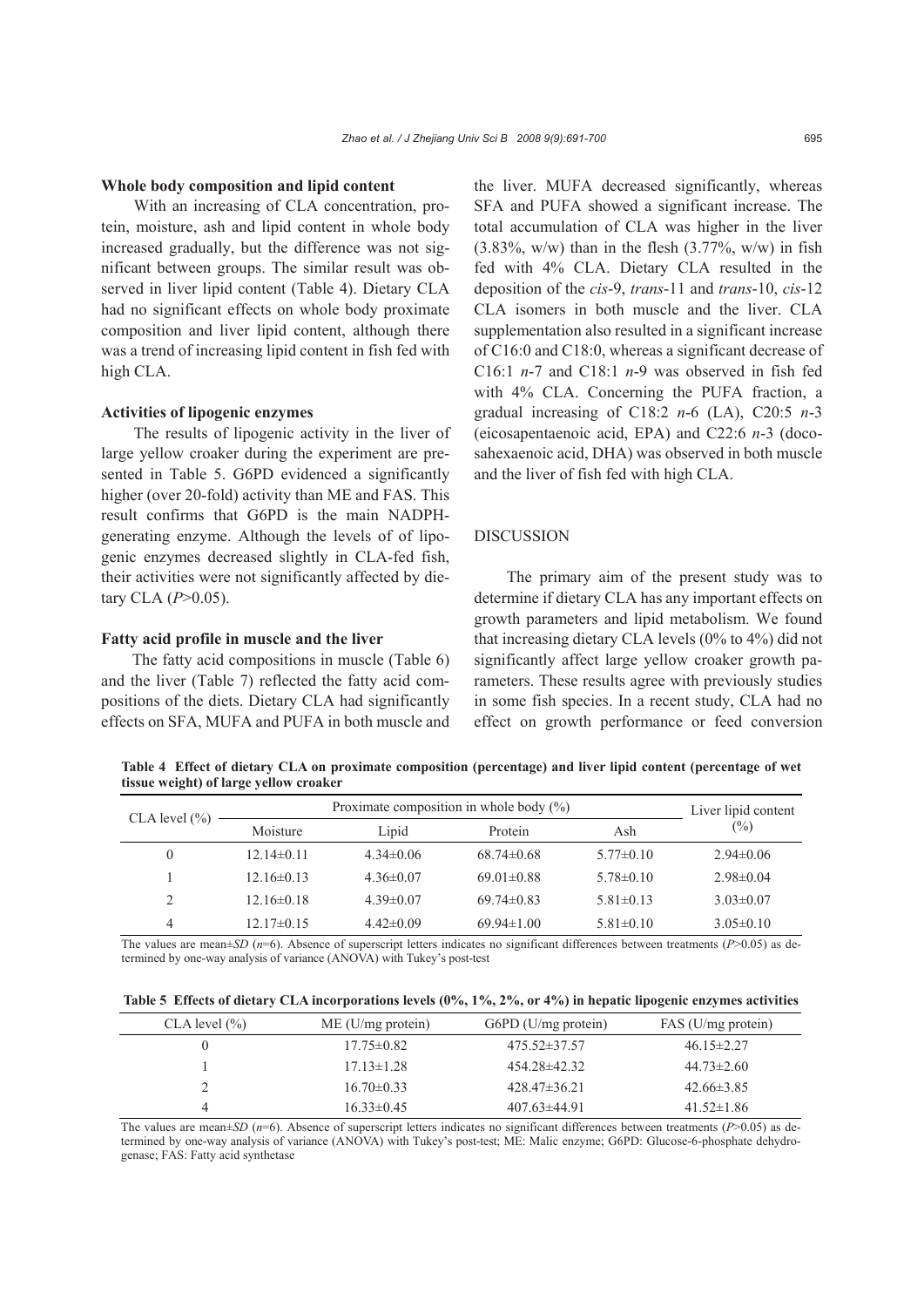**Whole body composition and lipid content**

With an increasing of CLA concentration, protein, moisture, ash and lipid content in whole body increased gradually, but the difference was not significant between groups. The similar result was observed in liver lipid content (Table 4). Dietary CLA had no significant effects on whole body proximate composition and liver lipid content, although there was a trend of increasing lipid content in fish fed with high CLA.

**Activities of lipogenic enzymes**

The results of lipogenic activity in the liver of large yellow croaker during the experiment are presented in Table 5. G6PD evidenced a significantly higher (over 20-fold) activity than ME and FAS. This result confirms that G6PD is the main NADPH-generating enzyme. Although the levels of of lipogenic enzymes decreased slightly in CLA-fed fish, their activities were not significantly affected by dietary CLA ($P$>0.05).

**Fatty acid profile in muscle and the liver**

The fatty acid compositions in muscle (Table 6) and the liver (Table 7) reflected the fatty acid compositions of the diets. Dietary CLA had significantly effects on SFA, MUFA and PUFA in both muscle and the liver. MUFA decreased significantly, whereas SFA and PUFA showed a significant increase. The total accumulation of CLA was higher in the liver (3.83%, w/w) than in the flesh (3.77%, w/w) in fish fed with 4% CLA. Dietary CLA resulted in the deposition of the *cis*-9, *trans*-11 and *trans*-10, *cis*-12 CLA isomers in both muscle and the liver. CLA supplementation also resulted in a significant increase of C16:0 and C18:0, whereas a significant decrease of C16:1 *n*-7 and C18:1 *n*-9 was observed in fish fed with 4% CLA. Concerning the PUFA fraction, a gradual increasing of C18:2 *n*-6 (LA), C20:5 *n*-3 (eicosapentaenoic acid, EPA) and C22:6 *n*-3 (docosahexaenoic acid, DHA) was observed in both muscle and the liver of fish fed with high CLA.

## DISCUSSION

The primary aim of the present study was to determine if dietary CLA has any important effects on growth parameters and lipid metabolism. We found that increasing dietary CLA levels (0% to 4%) did not significantly affect large yellow croaker growth parameters. These results agree with previously studies in some fish species. In a recent study, CLA had no effect on growth performance or feed conversion

**Table 4 Effect of dietary CLA on proximate composition (percentage) and liver lipid content (percentage of wet tissue weight) of large yellow croaker**

| CLA level (%) | Proximate composition in whole body (%) | | | | Liver lipid content (%) |
|---|---|---|---|---|---|
| | Moisture | Lipid | Protein | Ash | |
| 0 | 12.14±0.11 | 4.34±0.06 | 68.74±0.68 | 5.77±0.10 | 2.94±0.06 |
| 1 | 12.16±0.13 | 4.36±0.07 | 69.01±0.88 | 5.78±0.10 | 2.98±0.04 |
| 2 | 12.16±0.18 | 4.39±0.07 | 69.74±0.83 | 5.81±0.13 | 3.03±0.07 |
| 4 | 12.17±0.15 | 4.42±0.09 | 69.94±1.00 | 5.81±0.10 | 3.05±0.10 |

The values are mean±*SD* ($n$=6). Absence of superscript letters indicates no significant differences between treatments ($P$>0.05) as determined by one-way analysis of variance (ANOVA) with Tukey's post-test

**Table 5 Effects of dietary CLA incorporations levels (0%, 1%, 2%, or 4%) in hepatic lipogenic enzymes activities**

| CLA level (%) | ME (U/mg protein) | G6PD (U/mg protein) | FAS (U/mg protein) |
|---|---|---|---|
| 0 | 17.75±0.82 | 475.52±37.57 | 46.15±2.27 |
| 1 | 17.13±1.28 | 454.28±42.32 | 44.73±2.60 |
| 2 | 16.70±0.33 | 428.47±36.21 | 42.66±3.85 |
| 4 | 16.33±0.45 | 407.63±44.91 | 41.52±1.86 |

The values are mean±*SD* ($n$=6). Absence of superscript letters indicates no significant differences between treatments ($P$>0.05) as determined by one-way analysis of variance (ANOVA) with Tukey's post-test; ME: Malic enzyme; G6PD: Glucose-6-phosphate dehydrogenase; FAS: Fatty acid synthetase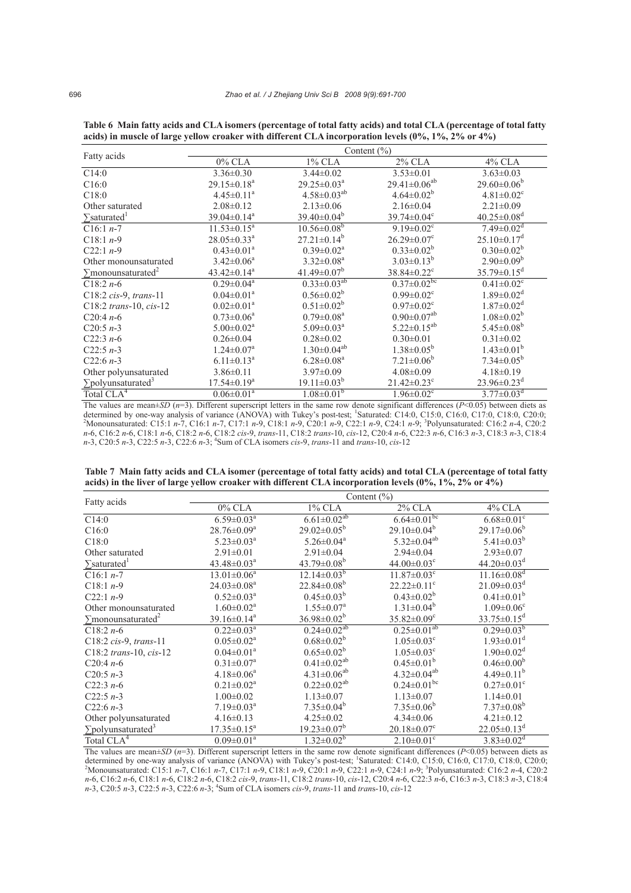**Table 6 Main fatty acids and CLA isomers (percentage of total fatty acids) and total CLA (percentage of total fatty acids) in muscle of large yellow croaker with different CLA incorporation levels (0%, 1%, 2% or 4%)**

| Fatty acids | Content (%) | | | |
|---|---|---|---|---|
| | 0% CLA | 1% CLA | 2% CLA | 4% CLA |
| C14:0 | 3.36±0.30 | 3.44±0.02 | 3.53±0.01 | 3.63±0.03 |
| C16:0 | 29.15±0.18$^{a}$ | 29.25±0.03$^{a}$ | 29.41±0.06$^{ab}$ | 29.60±0.06$^{b}$ |
| C18:0 | 4.45±0.11$^{a}$ | 4.58±0.03$^{ab}$ | 4.64±0.02$^{b}$ | 4.81±0.02$^{c}$ |
| Other saturated | 2.08±0.12 | 2.13±0.06 | 2.16±0.04 | 2.21±0.09 |
| ∑saturated[1] | 39.04±0.14$^{a}$ | 39.40±0.04$^{b}$ | 39.74±0.04$^{c}$ | 40.25±0.08$^{d}$ |
| C16:1 *n*-7 | 11.53±0.15$^{a}$ | 10.56±0.08$^{b}$ | 9.19±0.02$^{c}$ | 7.49±0.02$^{d}$ |
| C18:1 *n*-9 | 28.05±0.33$^{a}$ | 27.21±0.14$^{b}$ | 26.29±0.07$^{c}$ | 25.10±0.17$^{d}$ |
| C22:1 *n*-9 | 0.43±0.01$^{a}$ | 0.39±0.02$^{a}$ | 0.33±0.02$^{b}$ | 0.30±0.02$^{b}$ |
| Other monounsaturated | 3.42±0.06$^{a}$ | 3.32±0.08$^{a}$ | 3.03±0.13$^{b}$ | 2.90±0.09$^{b}$ |
| ∑monounsaturated[2] | 43.42±0.14$^{a}$ | 41.49±0.07$^{b}$ | 38.84±0.22$^{c}$ | 35.79±0.15$^{d}$ |
| C18:2 *n*-6 | 0.29±0.04$^{a}$ | 0.33±0.03$^{ab}$ | 0.37±0.02$^{bc}$ | 0.41±0.02$^{c}$ |
| C18:2 *cis*-9, *trans*-11 | 0.04±0.01$^{a}$ | 0.56±0.02$^{b}$ | 0.99±0.02$^{c}$ | 1.89±0.02$^{d}$ |
| C18:2 *trans*-10, *cis*-12 | 0.02±0.01$^{a}$ | 0.51±0.02$^{b}$ | 0.97±0.02$^{c}$ | 1.87±0.02$^{d}$ |
| C20:4 *n*-6 | 0.73±0.06$^{a}$ | 0.79±0.08$^{a}$ | 0.90±0.07$^{ab}$ | 1.08±0.02$^{b}$ |
| C20:5 *n*-3 | 5.00±0.02$^{a}$ | 5.09±0.03$^{a}$ | 5.22±0.15$^{ab}$ | 5.45±0.08$^{b}$ |
| C22:3 *n*-6 | 0.26±0.04 | 0.28±0.02 | 0.30±0.01 | 0.31±0.02 |
| C22:5 *n*-3 | 1.24±0.07$^{a}$ | 1.30±0.04$^{ab}$ | 1.38±0.05$^{b}$ | 1.43±0.01$^{b}$ |
| C22:6 *n*-3 | 6.11±0.13$^{a}$ | 6.28±0.08$^{a}$ | 7.21±0.06$^{b}$ | 7.34±0.05$^{b}$ |
| Other polyunsaturated | 3.86±0.11 | 3.97±0.09 | 4.08±0.09 | 4.18±0.19 |
| ∑polyunsaturated[3] | 17.54±0.19$^{a}$ | 19.11±0.03$^{b}$ | 21.42±0.23$^{c}$ | 23.96±0.23$^{d}$ |
| Total CLA[4] | 0.06±0.01$^{a}$ | 1.08±0.01$^{b}$ | 1.96±0.02$^{c}$ | 3.77±0.03$^{d}$ |

The values are mean±*SD* (*n*=3). Different superscript letters in the same row denote significant differences ($P<0.05$) between diets as determined by one-way analysis of variance (ANOVA) with Tukey's post-test; [1]Saturated: C14:0, C15:0, C16:0, C17:0, C18:0, C20:0; [2]Monounsaturated: C15:1 *n*-7, C16:1 *n*-7, C17:1 *n*-9, C18:1 *n*-9, C20:1 *n*-9, C22:1 *n*-9, C24:1 *n*-9; [3]Polyunsaturated: C16:2 *n*-4, C20:2 *n*-6, C16:2 *n*-6, C18:1 *n*-6, C18:2 *n*-6, C18:2 *cis*-9, *trans*-11, C18:2 *trans*-10, *cis*-12, C20:4 *n*-6, C22:3 *n*-6, C16:3 *n*-3, C18:3 *n*-3, C18:4 *n*-3, C20:5 *n*-3, C22:5 *n*-3, C22:6 *n*-3; [4]Sum of CLA isomers *cis*-9, *trans*-11 and *trans*-10, *cis*-12

**Table 7 Main fatty acids and CLA isomer (percentage of total fatty acids) and total CLA (percentage of total fatty acids) in the liver of large yellow croaker with different CLA incorporation levels (0%, 1%, 2% or 4%)**

| Fatty acids | Content (%) | | | |
|---|---|---|---|---|
| | 0% CLA | 1% CLA | 2% CLA | 4% CLA |
| C14:0 | 6.59±0.03$^{a}$ | 6.61±0.02$^{ab}$ | 6.64±0.01$^{bc}$ | 6.68±0.01$^{c}$ |
| C16:0 | 28.76±0.09$^{a}$ | 29.02±0.05$^{b}$ | 29.10±0.04$^{b}$ | 29.17±0.06$^{b}$ |
| C18:0 | 5.23±0.03$^{a}$ | 5.26±0.04$^{a}$ | 5.32±0.04$^{ab}$ | 5.41±0.03$^{b}$ |
| Other saturated | 2.91±0.01 | 2.91±0.04 | 2.94±0.04 | 2.93±0.07 |
| ∑saturated[1] | 43.48±0.03$^{a}$ | 43.79±0.08$^{b}$ | 44.00±0.03$^{c}$ | 44.20±0.03$^{d}$ |
| C16:1 *n*-7 | 13.01±0.06$^{a}$ | 12.14±0.03$^{b}$ | 11.87±0.03$^{c}$ | 11.16±0.08$^{d}$ |
| C18:1 *n*-9 | 24.03±0.08$^{a}$ | 22.84±0.08$^{b}$ | 22.22±0.11$^{c}$ | 21.09±0.03$^{d}$ |
| C22:1 *n*-9 | 0.52±0.03$^{a}$ | 0.45±0.03$^{b}$ | 0.43±0.02$^{b}$ | 0.41±0.01$^{b}$ |
| Other monounsaturated | 1.60±0.02$^{a}$ | 1.55±0.07$^{a}$ | 1.31±0.04$^{b}$ | 1.09±0.06$^{c}$ |
| ∑monounsaturated[2] | 39.16±0.14$^{a}$ | 36.98±0.02$^{b}$ | 35.82±0.09$^{c}$ | 33.75±0.15$^{d}$ |
| C18:2 *n*-6 | 0.22±0.03$^{a}$ | 0.24±0.02$^{ab}$ | 0.25±0.01$^{ab}$ | 0.29±0.03$^{b}$ |
| C18:2 *cis*-9, *trans*-11 | 0.05±0.02$^{a}$ | 0.68±0.02$^{b}$ | 1.05±0.03$^{c}$ | 1.93±0.01$^{d}$ |
| C18:2 *trans*-10, *cis*-12 | 0.04±0.01$^{a}$ | 0.65±0.02$^{b}$ | 1.05±0.03$^{c}$ | 1.90±0.02$^{d}$ |
| C20:4 *n*-6 | 0.31±0.07$^{a}$ | 0.41±0.02$^{ab}$ | 0.45±0.01$^{b}$ | 0.46±0.00$^{b}$ |
| C20:5 *n*-3 | 4.18±0.06$^{a}$ | 4.31±0.06$^{ab}$ | 4.32±0.04$^{ab}$ | 4.49±0.11$^{b}$ |
| C22:3 *n*-6 | 0.21±0.02$^{a}$ | 0.22±0.02$^{ab}$ | 0.24±0.01$^{bc}$ | 0.27±0.01$^{c}$ |
| C22:5 *n*-3 | 1.00±0.02 | 1.13±0.07 | 1.13±0.07 | 1.14±0.01 |
| C22:6 *n*-3 | 7.19±0.03$^{a}$ | 7.35±0.04$^{b}$ | 7.35±0.06$^{b}$ | 7.37±0.08$^{b}$ |
| Other polyunsaturated | 4.16±0.13 | 4.25±0.02 | 4.34±0.06 | 4.21±0.12 |
| ∑polyunsaturated[3] | 17.35±0.15$^{a}$ | 19.23±0.07$^{b}$ | 20.18±0.07$^{c}$ | 22.05±0.13$^{d}$ |
| Total CLA[4] | 0.09±0.01$^{a}$ | 1.32±0.02$^{b}$ | 2.10±0.01$^{c}$ | 3.83±0.02$^{d}$ |

The values are mean±*SD* (*n*=3). Different superscript letters in the same row denote significant differences ($P<0.05$) between diets as determined by one-way analysis of variance (ANOVA) with Tukey's post-test; [1]Saturated: C14:0, C15:0, C16:0, C17:0, C18:0, C20:0; [2]Monounsaturated: C15:1 *n*-7, C16:1 *n*-7, C17:1 *n*-9, C18:1 *n*-9, C20:1 *n*-9, C22:1 *n*-9, C24:1 *n*-9; [3]Polyunsaturated: C16:2 *n*-4, C20:2 *n*-6, C16:2 *n*-6, C18:1 *n*-6, C18:2 *n*-6, C18:2 *cis*-9, *trans*-11, C18:2 *trans*-10, *cis*-12, C20:4 *n*-6, C22:3 *n*-6, C16:3 *n*-3, C18:3 *n*-3, C18:4 *n*-3, C20:5 *n*-3, C22:5 *n*-3, C22:6 *n*-3; [4]Sum of CLA isomers *cis*-9, *trans*-11 and *trans*-10, *cis*-12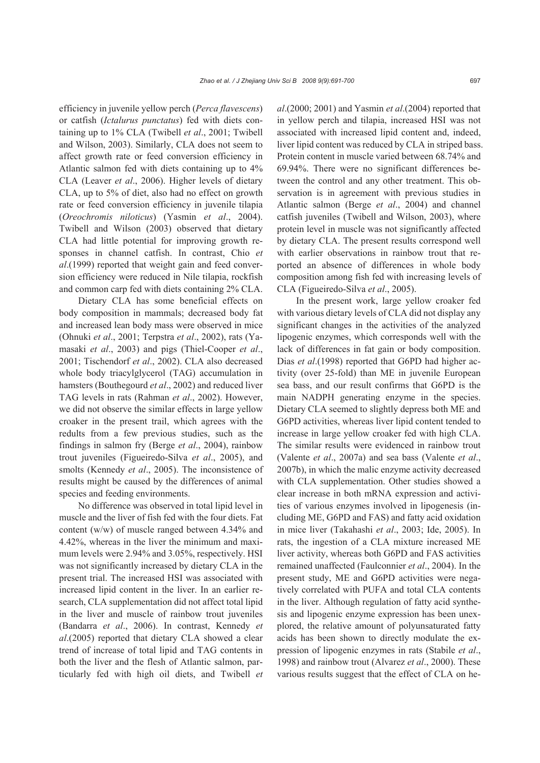efficiency in juvenile yellow perch (*Perca flavescens*) or catfish (*Ictalurus punctatus*) fed with diets containing up to 1% CLA (Twibell *et al*., 2001; Twibell and Wilson, 2003). Similarly, CLA does not seem to affect growth rate or feed conversion efficiency in Atlantic salmon fed with diets containing up to 4% CLA (Leaver *et al*., 2006). Higher levels of dietary CLA, up to 5% of diet, also had no effect on growth rate or feed conversion efficiency in juvenile tilapia (*Oreochromis niloticus*) (Yasmin *et al*., 2004). Twibell and Wilson (2003) observed that dietary CLA had little potential for improving growth responses in channel catfish. In contrast, Chio *et al*.(1999) reported that weight gain and feed conversion efficiency were reduced in Nile tilapia, rockfish and common carp fed with diets containing 2% CLA.

Dietary CLA has some beneficial effects on body composition in mammals; decreased body fat and increased lean body mass were observed in mice (Ohnuki *et al*., 2001; Terpstra *et al*., 2002), rats (Yamasaki *et al*., 2003) and pigs (Thiel-Cooper *et al*., 2001; Tischendorf *et al*., 2002). CLA also decreased whole body triacylglycerol (TAG) accumulation in hamsters (Bouthegourd *et al*., 2002) and reduced liver TAG levels in rats (Rahman *et al*., 2002). However, we did not observe the similar effects in large yellow croaker in the present trail, which agrees with the redults from a few previous studies, such as the findings in salmon fry (Berge *et al*., 2004), rainbow trout juveniles (Figueiredo-Silva *et al*., 2005), and smolts (Kennedy *et al*., 2005). The inconsistence of results might be caused by the differences of animal species and feeding environments.

No difference was observed in total lipid level in muscle and the liver of fish fed with the four diets. Fat content (w/w) of muscle ranged between 4.34% and 4.42%, whereas in the liver the minimum and maximum levels were 2.94% and 3.05%, respectively. HSI was not significantly increased by dietary CLA in the present trial. The increased HSI was associated with increased lipid content in the liver. In an earlier research, CLA supplementation did not affect total lipid in the liver and muscle of rainbow trout juveniles (Bandarra *et al*., 2006). In contrast, Kennedy *et al*.(2005) reported that dietary CLA showed a clear trend of increase of total lipid and TAG contents in both the liver and the flesh of Atlantic salmon, particularly fed with high oil diets, and Twibell *et al*.(2000; 2001) and Yasmin *et al*.(2004) reported that in yellow perch and tilapia, increased HSI was not associated with increased lipid content and, indeed, liver lipid content was reduced by CLA in striped bass. Protein content in muscle varied between 68.74% and 69.94%. There were no significant differences between the control and any other treatment. This observation is in agreement with previous studies in Atlantic salmon (Berge *et al*., 2004) and channel catfish juveniles (Twibell and Wilson, 2003), where protein level in muscle was not significantly affected by dietary CLA. The present results correspond well with earlier observations in rainbow trout that reported an absence of differences in whole body composition among fish fed with increasing levels of CLA (Figueiredo-Silva *et al*., 2005).

In the present work, large yellow croaker fed with various dietary levels of CLA did not display any significant changes in the activities of the analyzed lipogenic enzymes, which corresponds well with the lack of differences in fat gain or body composition. Dias *et al*.(1998) reported that G6PD had higher activity (over 25-fold) than ME in juvenile European sea bass, and our result confirms that G6PD is the main NADPH generating enzyme in the species. Dietary CLA seemed to slightly depress both ME and G6PD activities, whereas liver lipid content tended to increase in large yellow croaker fed with high CLA. The similar results were evidenced in rainbow trout (Valente *et al*., 2007a) and sea bass (Valente *et al*., 2007b), in which the malic enzyme activity decreased with CLA supplementation. Other studies showed a clear increase in both mRNA expression and activities of various enzymes involved in lipogenesis (including ME, G6PD and FAS) and fatty acid oxidation in mice liver (Takahashi *et al*., 2003; Ide, 2005). In rats, the ingestion of a CLA mixture increased ME liver activity, whereas both G6PD and FAS activities remained unaffected (Faulconnier *et al*., 2004). In the present study, ME and G6PD activities were negatively correlated with PUFA and total CLA contents in the liver. Although regulation of fatty acid synthesis and lipogenic enzyme expression has been unexplored, the relative amount of polyunsaturated fatty acids has been shown to directly modulate the expression of lipogenic enzymes in rats (Stabile *et al*., 1998) and rainbow trout (Alvarez *et al*., 2000). These various results suggest that the effect of CLA on he-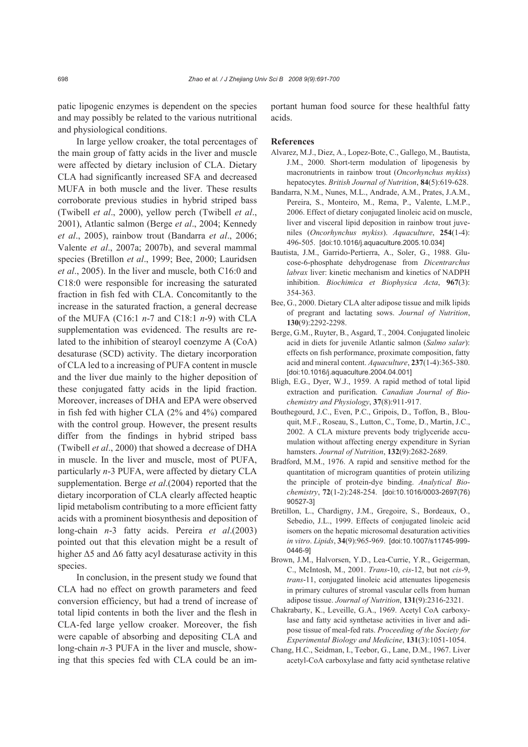patic lipogenic enzymes is dependent on the species and may possibly be related to the various nutritional and physiological conditions.

In large yellow croaker, the total percentages of the main group of fatty acids in the liver and muscle were affected by dietary inclusion of CLA. Dietary CLA had significantly increased SFA and decreased MUFA in both muscle and the liver. These results corroborate previous studies in hybrid striped bass (Twibell *et al*., 2000), yellow perch (Twibell *et al*., 2001), Atlantic salmon (Berge *et al*., 2004; Kennedy *et al*., 2005), rainbow trout (Bandarra *et al*., 2006; Valente *et al*., 2007a; 2007b), and several mammal species (Bretillon *et al*., 1999; Bee, 2000; Lauridsen *et al*., 2005). In the liver and muscle, both C16:0 and C18:0 were responsible for increasing the saturated fraction in fish fed with CLA. Concomitantly to the increase in the saturated fraction, a general decrease of the MUFA (C16:1 *n*-7 and C18:1 *n*-9) with CLA supplementation was evidenced. The results are related to the inhibition of stearoyl coenzyme A (CoA) desaturase (SCD) activity. The dietary incorporation of CLA led to a increasing of PUFA content in muscle and the liver due mainly to the higher deposition of these conjugated fatty acids in the lipid fraction. Moreover, increases of DHA and EPA were observed in fish fed with higher CLA (2% and 4%) compared with the control group. However, the present results differ from the findings in hybrid striped bass (Twibell *et al*., 2000) that showed a decrease of DHA in muscle. In the liver and muscle, most of PUFA, particularly *n*-3 PUFA, were affected by dietary CLA supplementation. Berge *et al*.(2004) reported that the dietary incorporation of CLA clearly affected heaptic lipid metabolism contributing to a more efficient fatty acids with a prominent biosynthesis and deposition of long-chain *n*-3 fatty acids. Pereira *et al*.(2003) pointed out that this elevation might be a result of higher $\Delta 5$ and $\Delta 6$ fatty acyl desaturase activity in this species.

In conclusion, in the present study we found that CLA had no effect on growth parameters and feed conversion efficiency, but had a trend of increase of total lipid contents in both the liver and the flesh in CLA-fed large yellow croaker. Moreover, the fish were capable of absorbing and depositing CLA and long-chain *n*-3 PUFA in the liver and muscle, showing that this species fed with CLA could be an important human food source for these healthful fatty acids.

## References

Alvarez, M.J., Diez, A., Lopez-Bote, C., Gallego, M., Bautista, J.M., 2000. Short-term modulation of lipogenesis by macronutrients in rainbow trout (*Oncorhynchus mykiss*) hepatocytes. *British Journal of Nutrition*, **84**(5):619-628.

Bandarra, N.M., Nunes, M.L., Andrade, A.M., Prates, J.A.M., Pereira, S., Monteiro, M., Rema, P., Valente, L.M.P., 2006. Effect of dietary conjugated linoleic acid on muscle, liver and visceral lipid deposition in rainbow trout juveniles (*Oncorhynchus mykiss*). *Aquaculture*, **254**(1-4): 496-505. [doi:10.1016/j.aquaculture.2005.10.034]

Bautista, J.M., Garrido-Pertierra, A., Soler, G., 1988. Glucose-6-phosphate dehydrogenase from *Dicentrarchus labrax* liver: kinetic mechanism and kinetics of NADPH inhibition. *Biochimica et Biophysica Acta*, **967**(3): 354-363.

Bee, G., 2000. Dietary CLA alter adipose tissue and milk lipids of pregnant and lactating sows. *Journal of Nutrition*, **130**(9):2292-2298.

Berge, G.M., Ruyter, B., Asgard, T., 2004. Conjugated linoleic acid in diets for juvenile Atlantic salmon (*Salmo salar*): effects on fish performance, proximate composition, fatty acid and mineral content. *Aquaculture*, **237**(1-4):365-380. [doi:10.1016/j.aquaculture.2004.04.001]

Bligh, E.G., Dyer, W.J., 1959. A rapid method of total lipid extraction and purification. *Canadian Journal of Biochemistry and Physiology*, **37**(8):911-917.

Bouthegourd, J.C., Even, P.C., Gripois, D., Toffon, B., Blouquit, M.F., Roseau, S., Lutton, C., Tome, D., Martin, J.C., 2002. A CLA mixture prevents body triglyceride accumulation without affecting energy expenditure in Syrian hamsters. *Journal of Nutrition*, **132**(9):2682-2689.

Bradford, M.M., 1976. A rapid and sensitive method for the quantitation of microgram quantities of protein utilizing the principle of protein-dye binding. *Analytical Biochemistry*, **72**(1-2):248-254. [doi:10.1016/0003-2697(76)90527-3]

Bretillon, L., Chardigny, J.M., Gregoire, S., Bordeaux, O., Sebedio, J.L., 1999. Effects of conjugated linoleic acid isomers on the hepatic microsomal desaturation activities *in vitro*. *Lipids*, **34**(9):965-969. [doi:10.1007/s11745-999-0446-9]

Brown, J.M., Halvorsen, Y.D., Lea-Currie, Y.R., Geigerman, C., McIntosh, M., 2001. *Trans*-10, *cis*-12, but not *cis*-9, *trans*-11, conjugated linoleic acid attenuates lipogenesis in primary cultures of stromal vascular cells from human adipose tissue. *Journal of Nutrition*, **131**(9):2316-2321.

Chakrabarty, K., Leveille, G.A., 1969. Acetyl CoA carboxylase and fatty acid synthetase activities in liver and adipose tissue of meal-fed rats. *Proceeding of the Society for Experimental Biology and Medicine*, **131**(3):1051-1054.

Chang, H.C., Seidman, I., Teebor, G., Lane, D.M., 1967. Liver acetyl-CoA carboxylase and fatty acid synthetase relative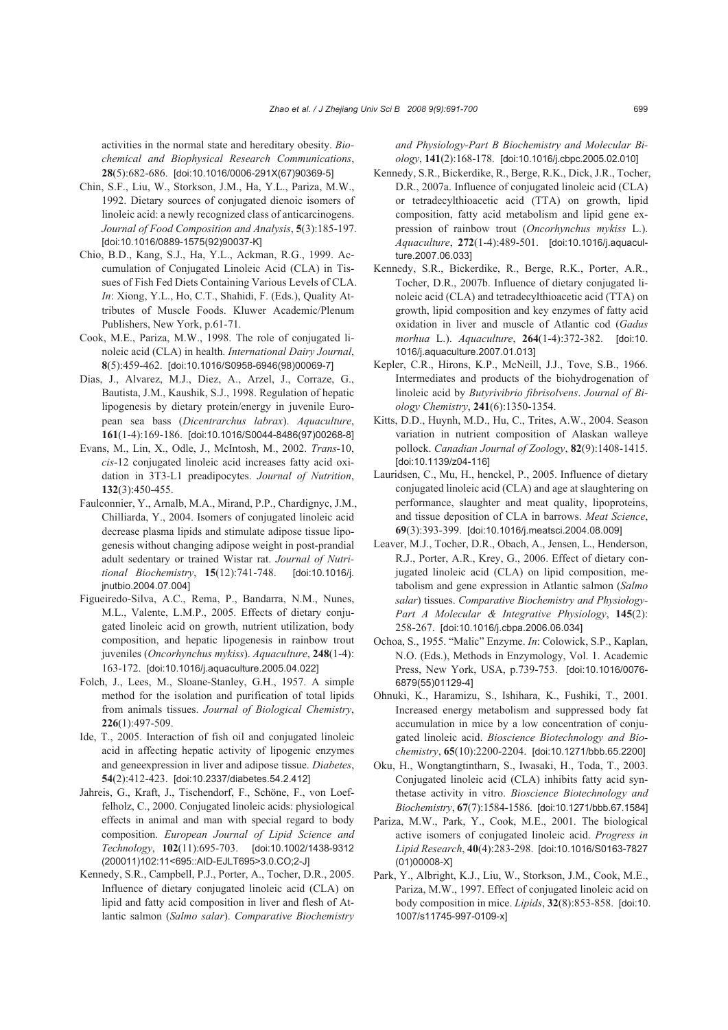activities in the normal state and hereditary obesity. *Biochemical and Biophysical Research Communications*, **28**(5):682-686. [doi:10.1016/0006-291X(67)90369-5]

Chin, S.F., Liu, W., Storkson, J.M., Ha, Y.L., Pariza, M.W., 1992. Dietary sources of conjugated dienoic isomers of linoleic acid: a newly recognized class of anticarcinogens. *Journal of Food Composition and Analysis*, **5**(3):185-197. [doi:10.1016/0889-1575(92)90037-K]

Chio, B.D., Kang, S.J., Ha, Y.L., Ackman, R.G., 1999. Accumulation of Conjugated Linoleic Acid (CLA) in Tissues of Fish Fed Diets Containing Various Levels of CLA. *In*: Xiong, Y.L., Ho, C.T., Shahidi, F. (Eds.), Quality Attributes of Muscle Foods. Kluwer Academic/Plenum Publishers, New York, p.61-71.

Cook, M.E., Pariza, M.W., 1998. The role of conjugated linoleic acid (CLA) in health. *International Dairy Journal*, **8**(5):459-462. [doi:10.1016/S0958-6946(98)00069-7]

Dias, J., Alvarez, M.J., Diez, A., Arzel, J., Corraze, G., Bautista, J.M., Kaushik, S.J., 1998. Regulation of hepatic lipogenesis by dietary protein/energy in juvenile European sea bass (*Dicentrarchus labrax*). *Aquaculture*, **161**(1-4):169-186. [doi:10.1016/S0044-8486(97)00268-8]

Evans, M., Lin, X., Odle, J., McIntosh, M., 2002. *Trans*-10, *cis*-12 conjugated linoleic acid increases fatty acid oxidation in 3T3-L1 preadipocytes. *Journal of Nutrition*, **132**(3):450-455.

Faulconnier, Y., Arnalb, M.A., Mirand, P.P., Chardignyc, J.M., Chilliarda, Y., 2004. Isomers of conjugated linoleic acid decrease plasma lipids and stimulate adipose tissue lipogenesis without changing adipose weight in post-prandial adult sedentary or trained Wistar rat. *Journal of Nutritional Biochemistry*, **15**(12):741-748. [doi:10.1016/j.jnutbio.2004.07.004]

Figueiredo-Silva, A.C., Rema, P., Bandarra, N.M., Nunes, M.L., Valente, L.M.P., 2005. Effects of dietary conjugated linoleic acid on growth, nutrient utilization, body composition, and hepatic lipogenesis in rainbow trout juveniles (*Oncorhynchus mykiss*). *Aquaculture*, **248**(1-4):163-172. [doi:10.1016/j.aquaculture.2005.04.022]

Folch, J., Lees, M., Sloane-Stanley, G.H., 1957. A simple method for the isolation and purification of total lipids from animals tissues. *Journal of Biological Chemistry*, **226**(1):497-509.

Ide, T., 2005. Interaction of fish oil and conjugated linoleic acid in affecting hepatic activity of lipogenic enzymes and geneexpression in liver and adipose tissue. *Diabetes*, **54**(2):412-423. [doi:10.2337/diabetes.54.2.412]

Jahreis, G., Kraft, J., Tischendorf, F., Schöne, F., von Loeffelholz, C., 2000. Conjugated linoleic acids: physiological effects in animal and man with special regard to body composition. *European Journal of Lipid Science and Technology*, **102**(11):695-703. [doi:10.1002/1438-9312(200011)102:11<695::AID-EJLT695>3.0.CO;2-J]

Kennedy, S.R., Campbell, P.J., Porter, A., Tocher, D.R., 2005. Influence of dietary conjugated linoleic acid (CLA) on lipid and fatty acid composition in liver and flesh of Atlantic salmon (*Salmo salar*). *Comparative Biochemistry and Physiology-Part B Biochemistry and Molecular Biology*, **141**(2):168-178. [doi:10.1016/j.cbpc.2005.02.010]

Kennedy, S.R., Bickerdike, R., Berge, R.K., Dick, J.R., Tocher, D.R., 2007a. Influence of conjugated linoleic acid (CLA) or tetradecylthioacetic acid (TTA) on growth, lipid composition, fatty acid metabolism and lipid gene expression of rainbow trout (*Oncorhynchus mykiss* L.). *Aquaculture*, **272**(1-4):489-501. [doi:10.1016/j.aquaculture.2007.06.033]

Kennedy, S.R., Bickerdike, R., Berge, R.K., Porter, A.R., Tocher, D.R., 2007b. Influence of dietary conjugated linoleic acid (CLA) and tetradecylthioacetic acid (TTA) on growth, lipid composition and key enzymes of fatty acid oxidation in liver and muscle of Atlantic cod (*Gadus morhua* L.). *Aquaculture*, **264**(1-4):372-382. [doi:10.1016/j.aquaculture.2007.01.013]

Kepler, C.R., Hirons, K.P., McNeill, J.J., Tove, S.B., 1966. Intermediates and products of the biohydrogenation of linoleic acid by *Butyrivibrio fibrisolvens*. *Journal of Biology Chemistry*, **241**(6):1350-1354.

Kitts, D.D., Huynh, M.D., Hu, C., Trites, A.W., 2004. Season variation in nutrient composition of Alaskan walleye pollock. *Canadian Journal of Zoology*, **82**(9):1408-1415. [doi:10.1139/z04-116]

Lauridsen, C., Mu, H., henckel, P., 2005. Influence of dietary conjugated linoleic acid (CLA) and age at slaughtering on performance, slaughter and meat quality, lipoproteins, and tissue deposition of CLA in barrows. *Meat Science*, **69**(3):393-399. [doi:10.1016/j.meatsci.2004.08.009]

Leaver, M.J., Tocher, D.R., Obach, A., Jensen, L., Henderson, R.J., Porter, A.R., Krey, G., 2006. Effect of dietary conjugated linoleic acid (CLA) on lipid composition, metabolism and gene expression in Atlantic salmon (*Salmo salar*) tissues. *Comparative Biochemistry and Physiology-Part A Molecular & Integrative Physiology*, **145**(2):258-267. [doi:10.1016/j.cbpa.2006.06.034]

Ochoa, S., 1955. "Malic" Enzyme. *In*: Colowick, S.P., Kaplan, N.O. (Eds.), Methods in Enzymology, Vol. 1. Academic Press, New York, USA, p.739-753. [doi:10.1016/0076-6879(55)01129-4]

Ohnuki, K., Haramizu, S., Ishihara, K., Fushiki, T., 2001. Increased energy metabolism and suppressed body fat accumulation in mice by a low concentration of conjugated linoleic acid. *Bioscience Biotechnology and Biochemistry*, **65**(10):2200-2204. [doi:10.1271/bbb.65.2200]

Oku, H., Wongtangtintharn, S., Iwasaki, H., Toda, T., 2003. Conjugated linoleic acid (CLA) inhibits fatty acid synthetase activity in vitro. *Bioscience Biotechnology and Biochemistry*, **67**(7):1584-1586. [doi:10.1271/bbb.67.1584]

Pariza, M.W., Park, Y., Cook, M.E., 2001. The biological active isomers of conjugated linoleic acid. *Progress in Lipid Research*, **40**(4):283-298. [doi:10.1016/S0163-7827(01)00008-X]

Park, Y., Albright, K.J., Liu, W., Storkson, J.M., Cook, M.E., Pariza, M.W., 1997. Effect of conjugated linoleic acid on body composition in mice. *Lipids*, **32**(8):853-858. [doi:10.1007/s11745-997-0109-x]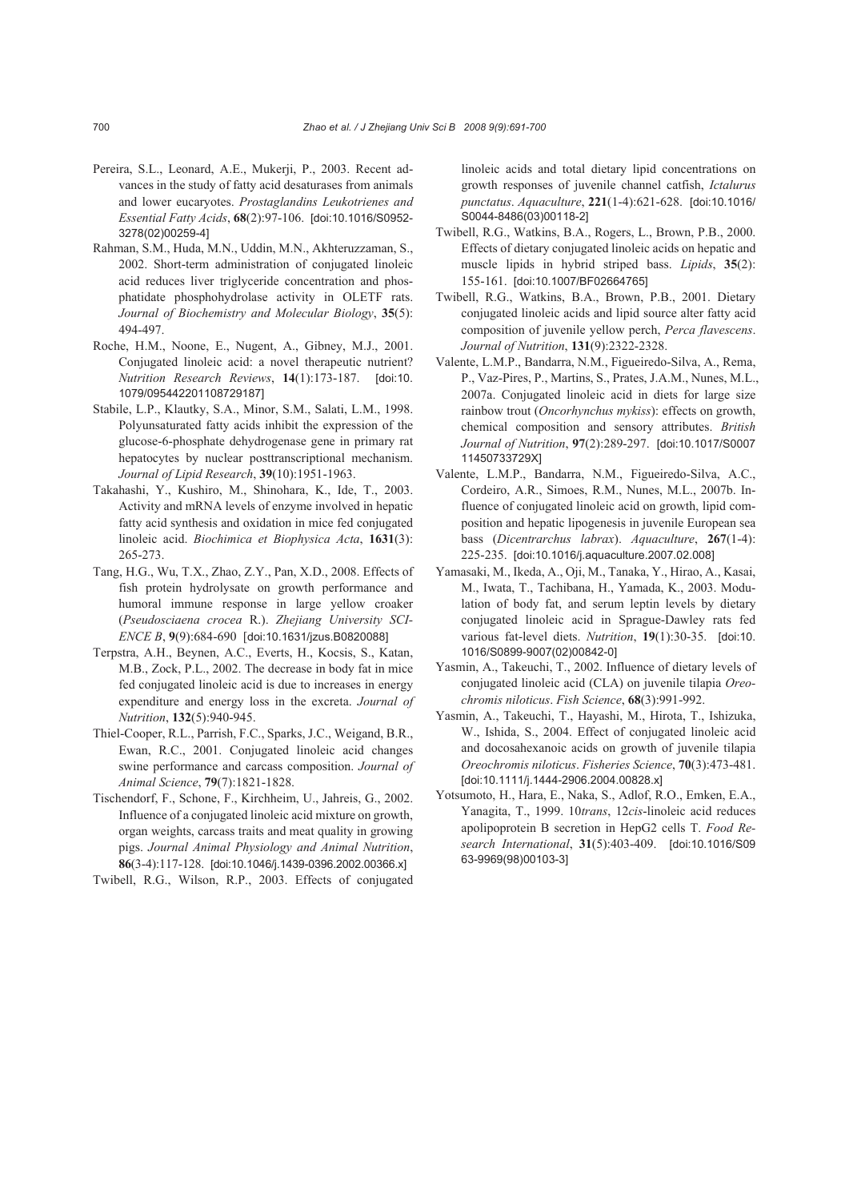Pereira, S.L., Leonard, A.E., Mukerji, P., 2003. Recent advances in the study of fatty acid desaturases from animals and lower eucaryotes. *Prostaglandins Leukotrienes and Essential Fatty Acids*, **68**(2):97-106. [doi:10.1016/S0952-3278(02)00259-4]

Rahman, S.M., Huda, M.N., Uddin, M.N., Akhteruzzaman, S., 2002. Short-term administration of conjugated linoleic acid reduces liver triglyceride concentration and phosphatidate phosphohydrolase activity in OLETF rats. *Journal of Biochemistry and Molecular Biology*, **35**(5): 494-497.

Roche, H.M., Noone, E., Nugent, A., Gibney, M.J., 2001. Conjugated linoleic acid: a novel therapeutic nutrient? *Nutrition Research Reviews*, **14**(1):173-187. [doi:10.1079/095442201108729187]

Stabile, L.P., Klautky, S.A., Minor, S.M., Salati, L.M., 1998. Polyunsaturated fatty acids inhibit the expression of the glucose-6-phosphate dehydrogenase gene in primary rat hepatocytes by nuclear posttranscriptional mechanism. *Journal of Lipid Research*, **39**(10):1951-1963.

Takahashi, Y., Kushiro, M., Shinohara, K., Ide, T., 2003. Activity and mRNA levels of enzyme involved in hepatic fatty acid synthesis and oxidation in mice fed conjugated linoleic acid. *Biochimica et Biophysica Acta*, **1631**(3): 265-273.

Tang, H.G., Wu, T.X., Zhao, Z.Y., Pan, X.D., 2008. Effects of fish protein hydrolysate on growth performance and humoral immune response in large yellow croaker (*Pseudosciaena crocea* R.). *Zhejiang University SCIENCE B*, **9**(9):684-690 [doi:10.1631/jzus.B0820088]

Terpstra, A.H., Beynen, A.C., Everts, H., Kocsis, S., Katan, M.B., Zock, P.L., 2002. The decrease in body fat in mice fed conjugated linoleic acid is due to increases in energy expenditure and energy loss in the excreta. *Journal of Nutrition*, **132**(5):940-945.

Thiel-Cooper, R.L., Parrish, F.C., Sparks, J.C., Weigand, B.R., Ewan, R.C., 2001. Conjugated linoleic acid changes swine performance and carcass composition. *Journal of Animal Science*, **79**(7):1821-1828.

Tischendorf, F., Schone, F., Kirchheim, U., Jahreis, G., 2002. Influence of a conjugated linoleic acid mixture on growth, organ weights, carcass traits and meat quality in growing pigs. *Journal Animal Physiology and Animal Nutrition*, **86**(3-4):117-128. [doi:10.1046/j.1439-0396.2002.00366.x]

Twibell, R.G., Wilson, R.P., 2003. Effects of conjugated linoleic acids and total dietary lipid concentrations on growth responses of juvenile channel catfish, *Ictalurus punctatus*. *Aquaculture*, **221**(1-4):621-628. [doi:10.1016/S0044-8486(03)00118-2]

Twibell, R.G., Watkins, B.A., Rogers, L., Brown, P.B., 2000. Effects of dietary conjugated linoleic acids on hepatic and muscle lipids in hybrid striped bass. *Lipids*, **35**(2): 155-161. [doi:10.1007/BF02664765]

Twibell, R.G., Watkins, B.A., Brown, P.B., 2001. Dietary conjugated linoleic acids and lipid source alter fatty acid composition of juvenile yellow perch, *Perca flavescens*. *Journal of Nutrition*, **131**(9):2322-2328.

Valente, L.M.P., Bandarra, N.M., Figueiredo-Silva, A., Rema, P., Vaz-Pires, P., Martins, S., Prates, J.A.M., Nunes, M.L., 2007a. Conjugated linoleic acid in diets for large size rainbow trout (*Oncorhynchus mykiss*): effects on growth, chemical composition and sensory attributes. *British Journal of Nutrition*, **97**(2):289-297. [doi:10.1017/S000711450733729X]

Valente, L.M.P., Bandarra, N.M., Figueiredo-Silva, A.C., Cordeiro, A.R., Simoes, R.M., Nunes, M.L., 2007b. Influence of conjugated linoleic acid on growth, lipid composition and hepatic lipogenesis in juvenile European sea bass (*Dicentrarchus labrax*). *Aquaculture*, **267**(1-4): 225-235. [doi:10.1016/j.aquaculture.2007.02.008]

Yamasaki, M., Ikeda, A., Oji, M., Tanaka, Y., Hirao, A., Kasai, M., Iwata, T., Tachibana, H., Yamada, K., 2003. Modulation of body fat, and serum leptin levels by dietary conjugated linoleic acid in Sprague-Dawley rats fed various fat-level diets. *Nutrition*, **19**(1):30-35. [doi:10.1016/S0899-9007(02)00842-0]

Yasmin, A., Takeuchi, T., 2002. Influence of dietary levels of conjugated linoleic acid (CLA) on juvenile tilapia *Oreochromis niloticus*. *Fish Science*, **68**(3):991-992.

Yasmin, A., Takeuchi, T., Hayashi, M., Hirota, T., Ishizuka, W., Ishida, S., 2004. Effect of conjugated linoleic acid and docosahexanoic acids on growth of juvenile tilapia *Oreochromis niloticus*. *Fisheries Science*, **70**(3):473-481. [doi:10.1111/j.1444-2906.2004.00828.x]

Yotsumoto, H., Hara, E., Naka, S., Adlof, R.O., Emken, E.A., Yanagita, T., 1999. 10*trans*, 12*cis*-linoleic acid reduces apolipoprotein B secretion in HepG2 cells T. *Food Research International*, **31**(5):403-409. [doi:10.1016/S0963-9969(98)00103-3]